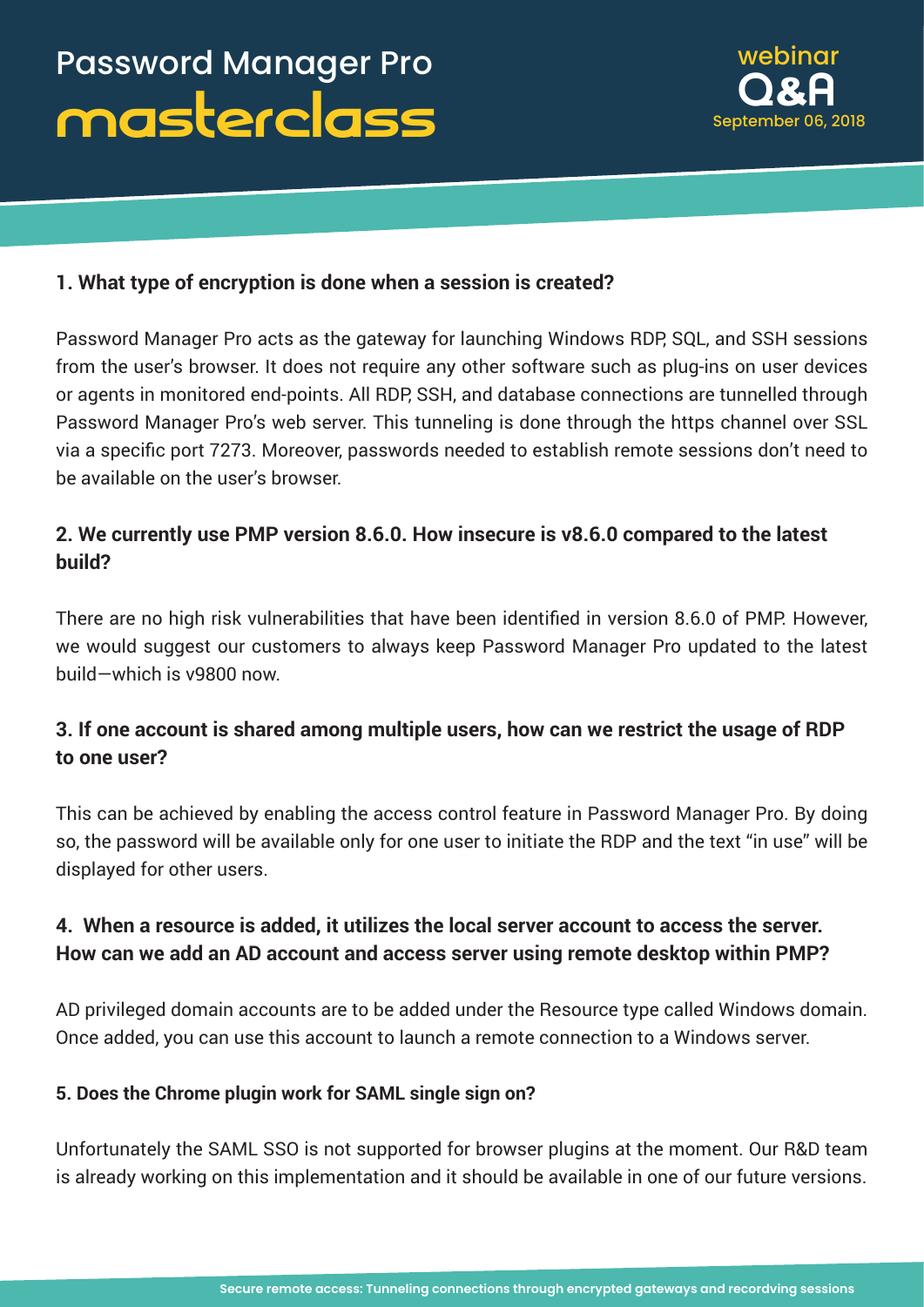# Password Manager Pro masterclass

**webinar Q&A**
September 06, 2018

### 1. What type of encryption is done when a session is created?

Password Manager Pro acts as the gateway for launching Windows RDP, SQL, and SSH sessions from the user's browser. It does not require any other software such as plug-ins on user devices or agents in monitored end-points. All RDP, SSH, and database connections are tunnelled through Password Manager Pro's web server. This tunneling is done through the https channel over SSL via a specific port 7273. Moreover, passwords needed to establish remote sessions don't need to be available on the user's browser.

### 2. We currently use PMP version 8.6.0. How insecure is v8.6.0 compared to the latest build?

There are no high risk vulnerabilities that have been identified in version 8.6.0 of PMP. However, we would suggest our customers to always keep Password Manager Pro updated to the latest build—which is v9800 now.

### 3. If one account is shared among multiple users, how can we restrict the usage of RDP to one user?

This can be achieved by enabling the access control feature in Password Manager Pro. By doing so, the password will be available only for one user to initiate the RDP and the text "in use" will be displayed for other users.

### 4. When a resource is added, it utilizes the local server account to access the server. How can we add an AD account and access server using remote desktop within PMP?

AD privileged domain accounts are to be added under the Resource type called Windows domain. Once added, you can use this account to launch a remote connection to a Windows server.

### 5. Does the Chrome plugin work for SAML single sign on?

Unfortunately the SAML SSO is not supported for browser plugins at the moment. Our R&D team is already working on this implementation and it should be available in one of our future versions.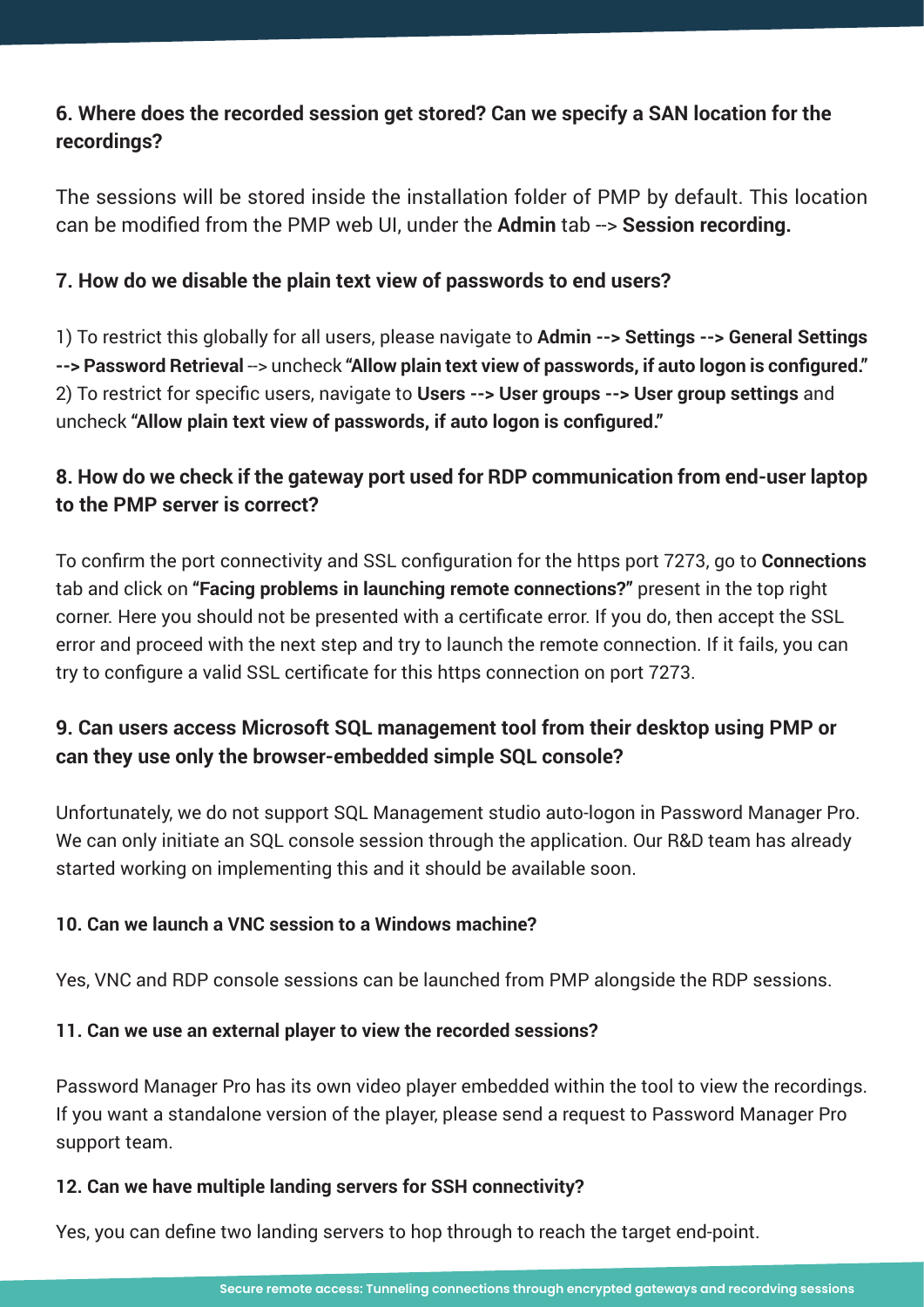### 6. Where does the recorded session get stored? Can we specify a SAN location for the recordings?

The sessions will be stored inside the installation folder of PMP by default. This location can be modified from the PMP web UI, under the **Admin** tab --> **Session recording.**

### 7. How do we disable the plain text view of passwords to end users?

1) To restrict this globally for all users, please navigate to **Admin --> Settings --> General Settings --> Password Retrieval** --> uncheck **"Allow plain text view of passwords, if auto logon is configured."**
2) To restrict for specific users, navigate to **Users --> User groups --> User group settings** and uncheck **"Allow plain text view of passwords, if auto logon is configured."**

### 8. How do we check if the gateway port used for RDP communication from end-user laptop to the PMP server is correct?

To confirm the port connectivity and SSL configuration for the https port 7273, go to **Connections** tab and click on **"Facing problems in launching remote connections?"** present in the top right corner. Here you should not be presented with a certificate error. If you do, then accept the SSL error and proceed with the next step and try to launch the remote connection. If it fails, you can try to configure a valid SSL certificate for this https connection on port 7273.

### 9. Can users access Microsoft SQL management tool from their desktop using PMP or can they use only the browser-embedded simple SQL console?

Unfortunately, we do not support SQL Management studio auto-logon in Password Manager Pro. We can only initiate an SQL console session through the application. Our R&D team has already started working on implementing this and it should be available soon.

#### 10. Can we launch a VNC session to a Windows machine?

Yes, VNC and RDP console sessions can be launched from PMP alongside the RDP sessions.

#### 11. Can we use an external player to view the recorded sessions?

Password Manager Pro has its own video player embedded within the tool to view the recordings. If you want a standalone version of the player, please send a request to Password Manager Pro support team.

#### 12. Can we have multiple landing servers for SSH connectivity?

Yes, you can define two landing servers to hop through to reach the target end-point.